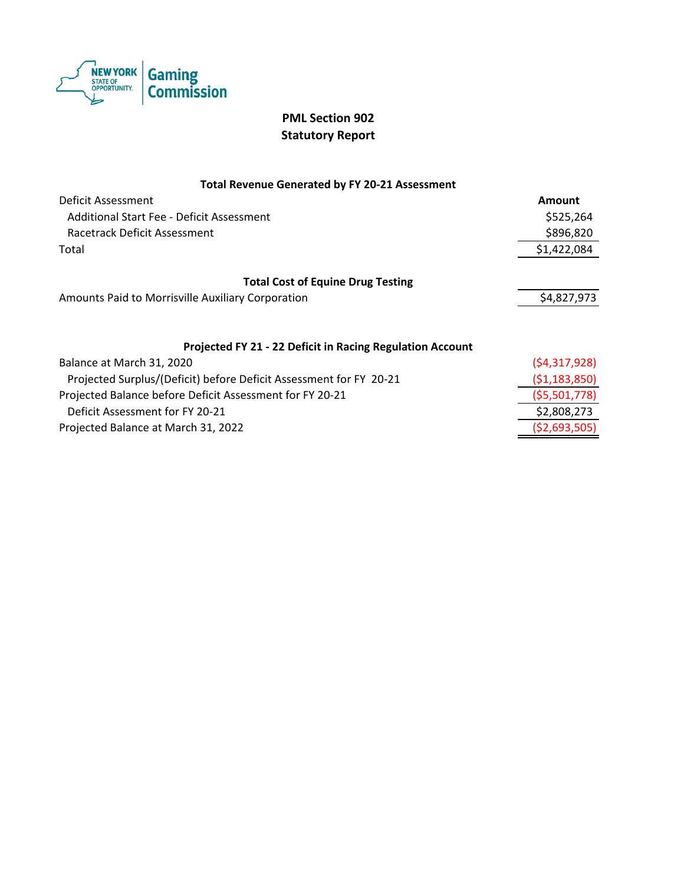New York State of Opportunity. Gaming Commission

# PML Section 902
# Statutory Report

### Total Revenue Generated by FY 20-21 Assessment

| Deficit Assessment | Amount |
|---|---|
| Additional Start Fee - Deficit Assessment | $525,264 |
| Racetrack Deficit Assessment | $896,820 |
| Total | $1,422,084 |

### Total Cost of Equine Drug Testing

| | |
|---|---|
| Amounts Paid to Morrisville Auxiliary Corporation | $4,827,973 |

### Projected FY 21 - 22 Deficit in Racing Regulation Account

| | |
|---|---|
| Balance at March 31, 2020 | ($4,317,928) |
| Projected Surplus/(Deficit) before Deficit Assessment for FY 20-21 | ($1,183,850) |
| Projected Balance before Deficit Assessment for FY 20-21 | ($5,501,778) |
| Deficit Assessment for FY 20-21 | $2,808,273 |
| Projected Balance at March 31, 2022 | ($2,693,505) |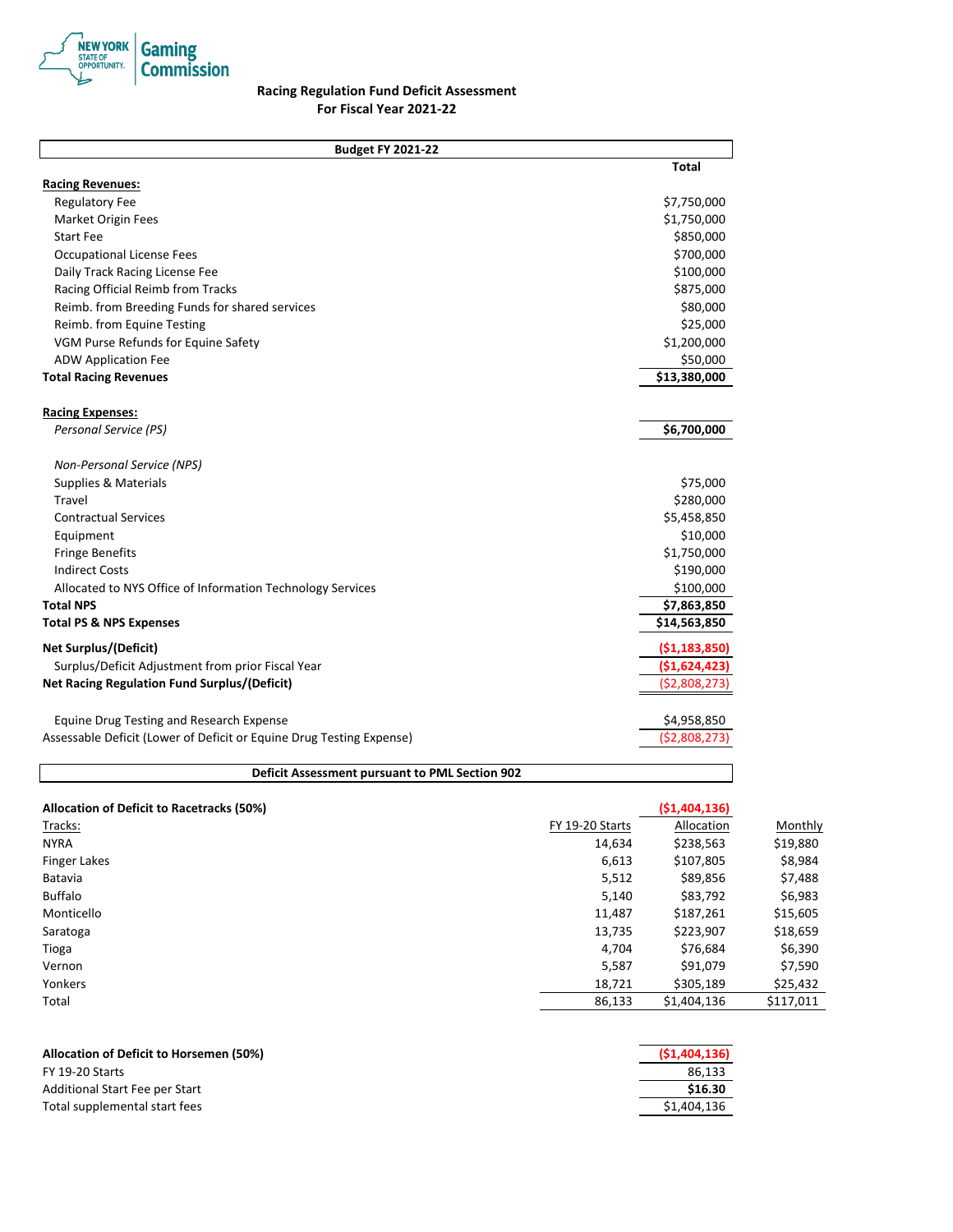New York State of Opportunity. Gaming Commission

## Racing Regulation Fund Deficit Assessment
## For Fiscal Year 2021-22

| Budget FY 2021-22 | Total |
|---|---|
| **Racing Revenues:** | |
| Regulatory Fee | $7,750,000 |
| Market Origin Fees | $1,750,000 |
| Start Fee | $850,000 |
| Occupational License Fees | $700,000 |
| Daily Track Racing License Fee | $100,000 |
| Racing Official Reimb from Tracks | $875,000 |
| Reimb. from Breeding Funds for shared services | $80,000 |
| Reimb. from Equine Testing | $25,000 |
| VGM Purse Refunds for Equine Safety | $1,200,000 |
| ADW Application Fee | $50,000 |
| **Total Racing Revenues** | **$13,380,000** |
| | |
| **Racing Expenses:** | |
| *Personal Service (PS)* | **$6,700,000** |
| | |
| *Non-Personal Service (NPS)* | |
| Supplies & Materials | $75,000 |
| Travel | $280,000 |
| Contractual Services | $5,458,850 |
| Equipment | $10,000 |
| Fringe Benefits | $1,750,000 |
| Indirect Costs | $190,000 |
| Allocated to NYS Office of Information Technology Services | $100,000 |
| **Total NPS** | **$7,863,850** |
| **Total PS & NPS Expenses** | **$14,563,850** |
| **Net Surplus/(Deficit)** | **($1,183,850)** |
| Surplus/Deficit Adjustment from prior Fiscal Year | **($1,624,423)** |
| **Net Racing Regulation Fund Surplus/(Deficit)** | ($2,808,273) |
| | |
| Equine Drug Testing and Research Expense | $4,958,850 |
| Assessable Deficit (Lower of Deficit or Equine Drug Testing Expense) | ($2,808,273) |

### Deficit Assessment pursuant to PML Section 902

| **Allocation of Deficit to Racetracks (50%)** | | **($1,404,136)** | |
|---|---|---|---|
| Tracks: | FY 19-20 Starts | Allocation | Monthly |
| NYRA | 14,634 | $238,563 | $19,880 |
| Finger Lakes | 6,613 | $107,805 | $8,984 |
| Batavia | 5,512 | $89,856 | $7,488 |
| Buffalo | 5,140 | $83,792 | $6,983 |
| Monticello | 11,487 | $187,261 | $15,605 |
| Saratoga | 13,735 | $223,907 | $18,659 |
| Tioga | 4,704 | $76,684 | $6,390 |
| Vernon | 5,587 | $91,079 | $7,590 |
| Yonkers | 18,721 | $305,189 | $25,432 |
| Total | 86,133 | $1,404,136 | $117,011 |

| **Allocation of Deficit to Horsemen (50%)** | **($1,404,136)** |
|---|---|
| FY 19-20 Starts | 86,133 |
| Additional Start Fee per Start | **$16.30** |
| Total supplemental start fees | $1,404,136 |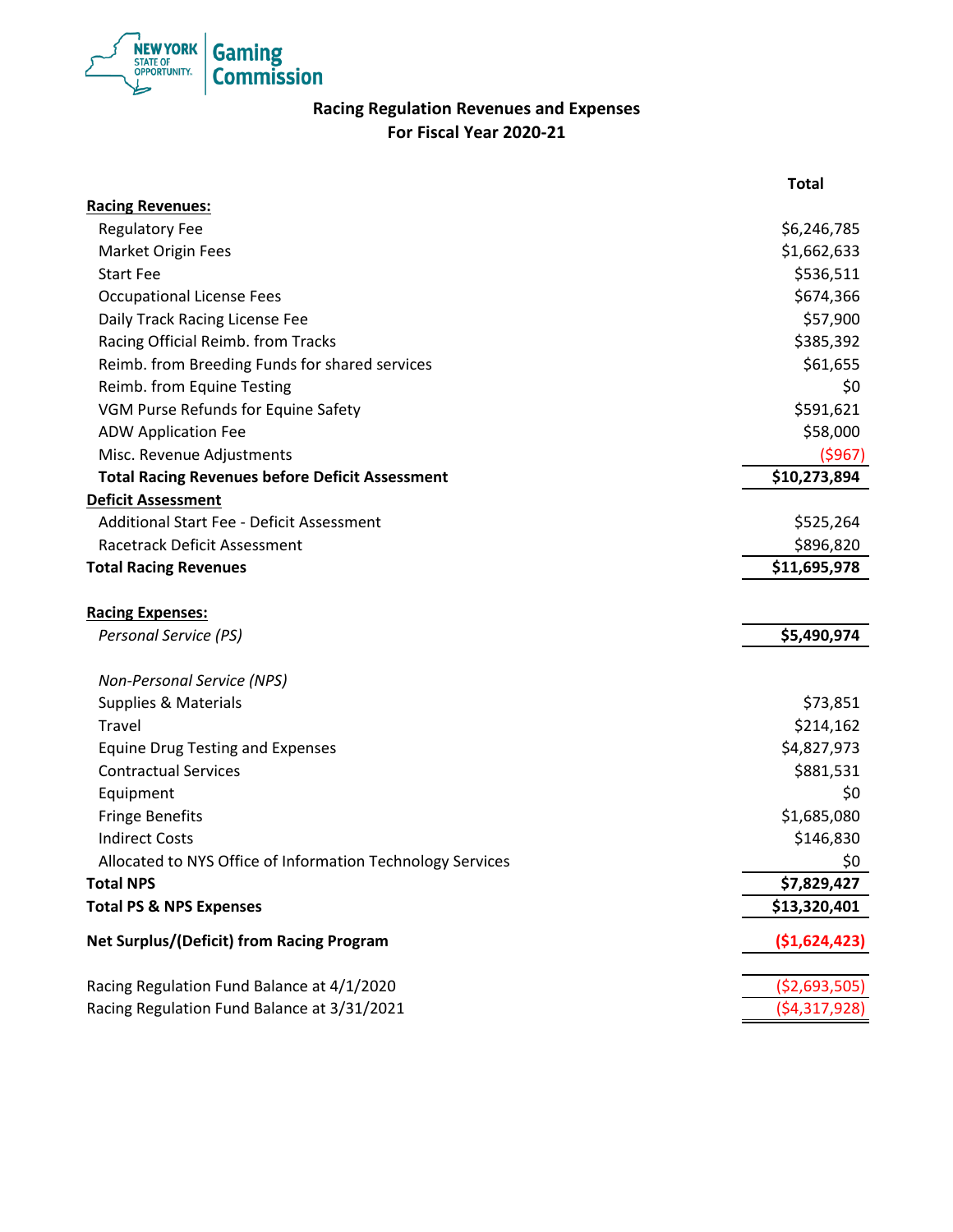NEW YORK STATE OF OPPORTUNITY. | Gaming Commission

## Racing Regulation Revenues and Expenses
## For Fiscal Year 2020-21

| | Total |
|---|---|
| **Racing Revenues:** | |
| Regulatory Fee | $6,246,785 |
| Market Origin Fees | $1,662,633 |
| Start Fee | $536,511 |
| Occupational License Fees | $674,366 |
| Daily Track Racing License Fee | $57,900 |
| Racing Official Reimb. from Tracks | $385,392 |
| Reimb. from Breeding Funds for shared services | $61,655 |
| Reimb. from Equine Testing | $0 |
| VGM Purse Refunds for Equine Safety | $591,621 |
| ADW Application Fee | $58,000 |
| Misc. Revenue Adjustments | ($967) |
| **Total Racing Revenues before Deficit Assessment** | **$10,273,894** |
| **Deficit Assessment** | |
| Additional Start Fee - Deficit Assessment | $525,264 |
| Racetrack Deficit Assessment | $896,820 |
| **Total Racing Revenues** | **$11,695,978** |
| | |
| **Racing Expenses:** | |
| *Personal Service (PS)* | **$5,490,974** |
| | |
| *Non-Personal Service (NPS)* | |
| Supplies & Materials | $73,851 |
| Travel | $214,162 |
| Equine Drug Testing and Expenses | $4,827,973 |
| Contractual Services | $881,531 |
| Equipment | $0 |
| Fringe Benefits | $1,685,080 |
| Indirect Costs | $146,830 |
| Allocated to NYS Office of Information Technology Services | $0 |
| **Total NPS** | **$7,829,427** |
| **Total PS & NPS Expenses** | **$13,320,401** |
| | |
| **Net Surplus/(Deficit) from Racing Program** | **($1,624,423)** |
| | |
| Racing Regulation Fund Balance at 4/1/2020 | ($2,693,505) |
| Racing Regulation Fund Balance at 3/31/2021 | ($4,317,928) |